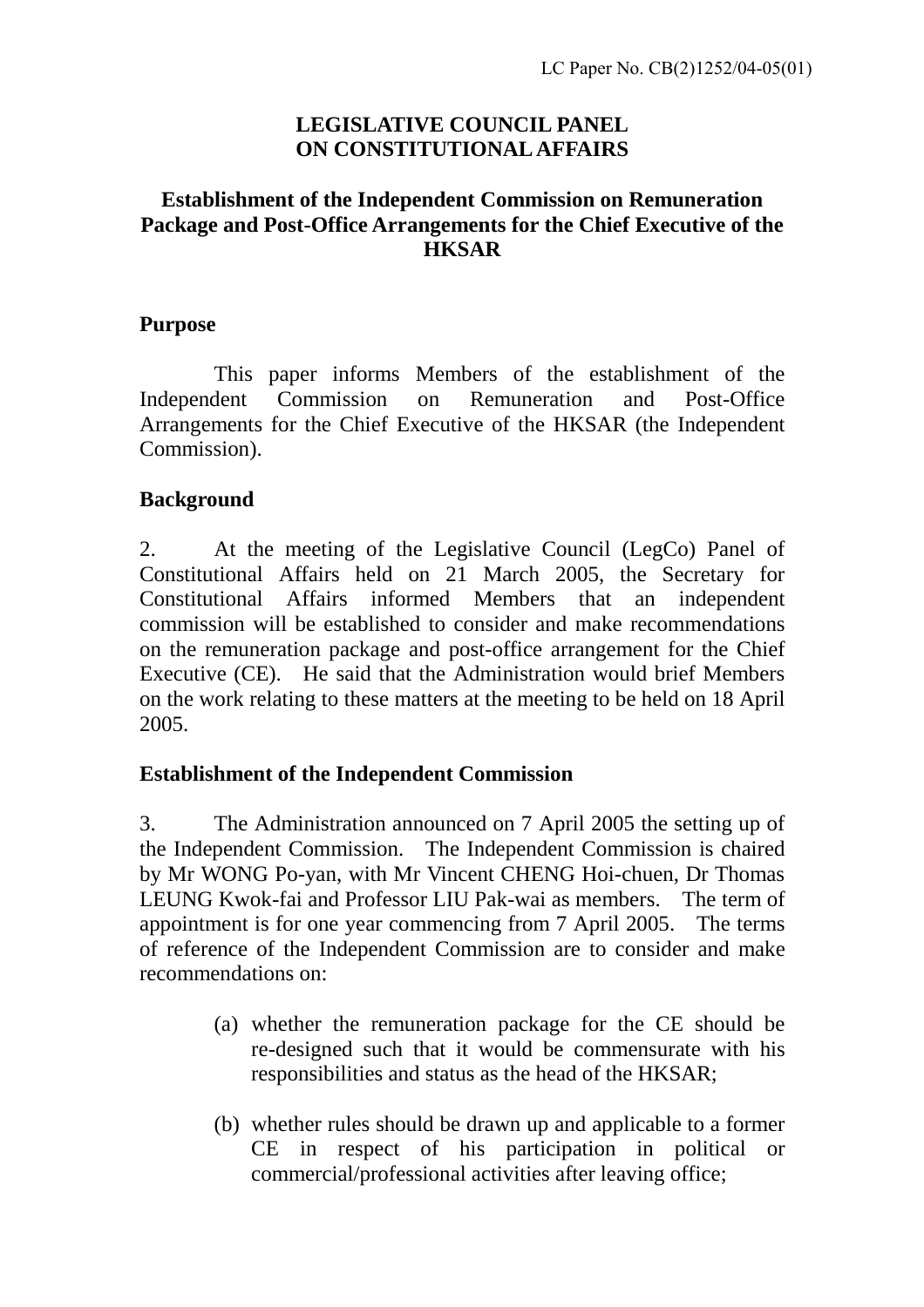LC Paper No. CB(2)1252/04-05(01)

**LEGISLATIVE COUNCIL PANEL**
**ON CONSTITUTIONAL AFFAIRS**

**Establishment of the Independent Commission on Remuneration Package and Post-Office Arrangements for the Chief Executive of the HKSAR**

## Purpose

This paper informs Members of the establishment of the Independent Commission on Remuneration and Post-Office Arrangements for the Chief Executive of the HKSAR (the Independent Commission).

## Background

2. At the meeting of the Legislative Council (LegCo) Panel of Constitutional Affairs held on 21 March 2005, the Secretary for Constitutional Affairs informed Members that an independent commission will be established to consider and make recommendations on the remuneration package and post-office arrangement for the Chief Executive (CE). He said that the Administration would brief Members on the work relating to these matters at the meeting to be held on 18 April 2005.

## Establishment of the Independent Commission

3. The Administration announced on 7 April 2005 the setting up of the Independent Commission. The Independent Commission is chaired by Mr WONG Po-yan, with Mr Vincent CHENG Hoi-chuen, Dr Thomas LEUNG Kwok-fai and Professor LIU Pak-wai as members. The term of appointment is for one year commencing from 7 April 2005. The terms of reference of the Independent Commission are to consider and make recommendations on:

(a) whether the remuneration package for the CE should be re-designed such that it would be commensurate with his responsibilities and status as the head of the HKSAR;

(b) whether rules should be drawn up and applicable to a former CE in respect of his participation in political or commercial/professional activities after leaving office;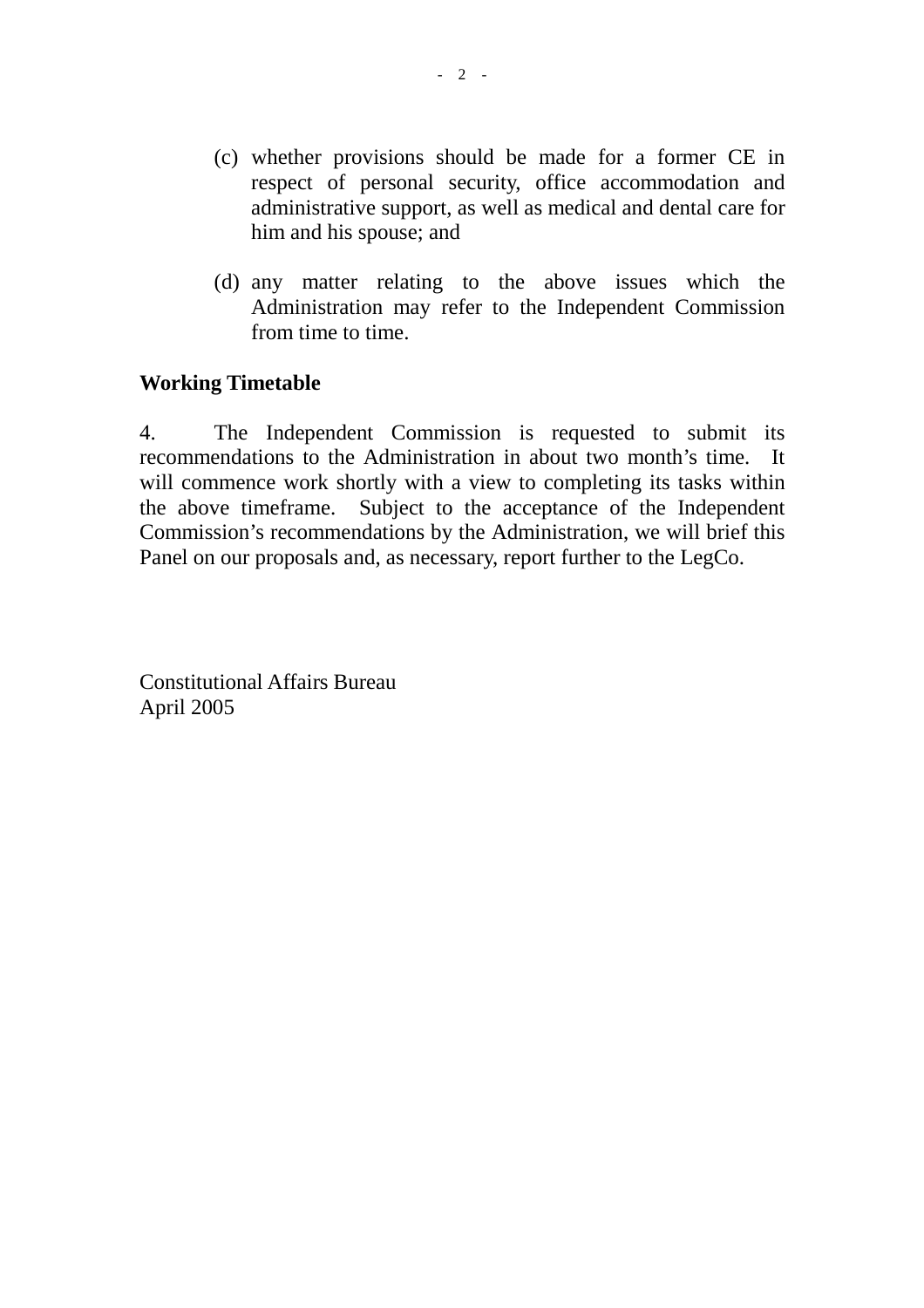(c) whether provisions should be made for a former CE in respect of personal security, office accommodation and administrative support, as well as medical and dental care for him and his spouse; and

(d) any matter relating to the above issues which the Administration may refer to the Independent Commission from time to time.

**Working Timetable**

4. The Independent Commission is requested to submit its recommendations to the Administration in about two month's time. It will commence work shortly with a view to completing its tasks within the above timeframe. Subject to the acceptance of the Independent Commission's recommendations by the Administration, we will brief this Panel on our proposals and, as necessary, report further to the LegCo.

Constitutional Affairs Bureau
April 2005